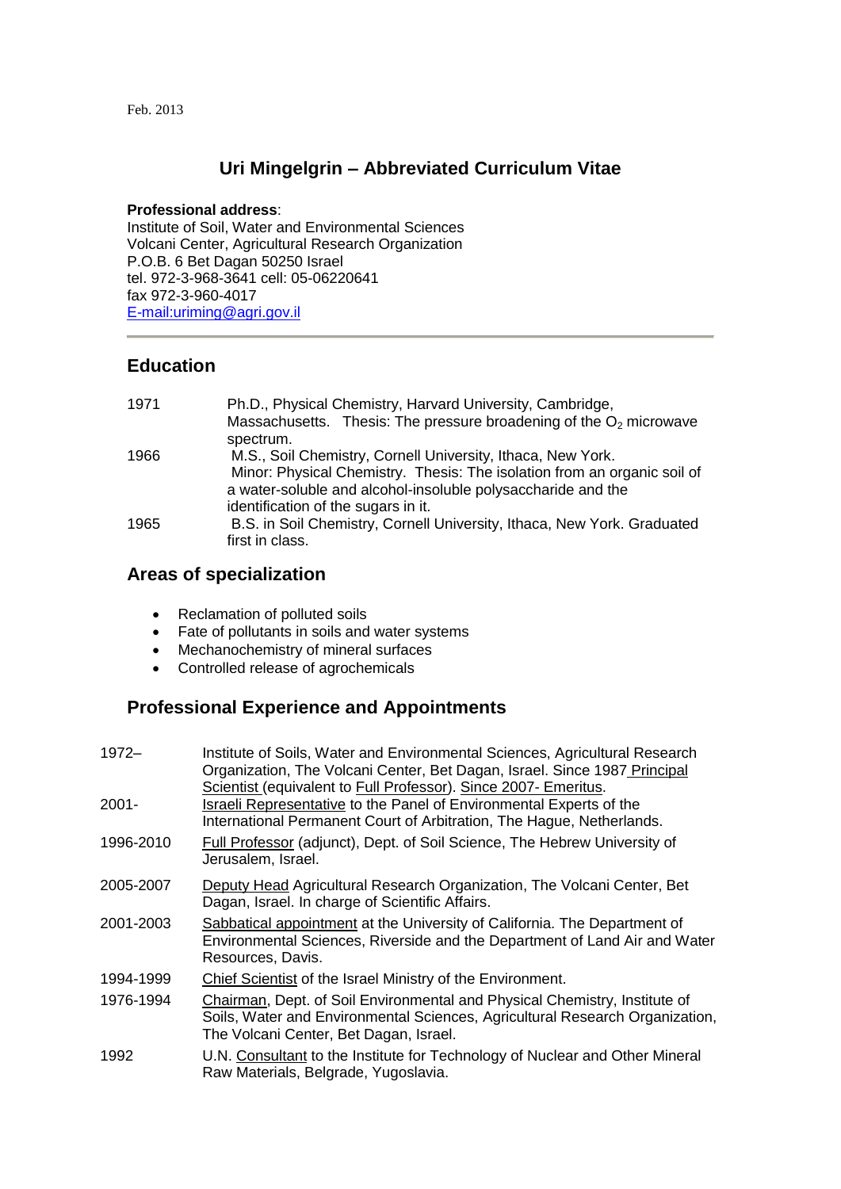Feb. 2013

# Uri Mingelgrin – Abbreviated Curriculum Vitae

**Professional address**:
Institute of Soil, Water and Environmental Sciences
Volcani Center, Agricultural Research Organization
P.O.B. 6 Bet Dagan 50250 Israel
tel. 972-3-968-3641 cell: 05-06220641
fax 972-3-960-4017
E-mail:uriming@agri.gov.il

---

## Education

| | |
|---|---|
| 1971 | Ph.D., Physical Chemistry, Harvard University, Cambridge, Massachusetts. Thesis: The pressure broadening of the $O_2$ microwave spectrum. |
| 1966 | M.S., Soil Chemistry, Cornell University, Ithaca, New York. Minor: Physical Chemistry. Thesis: The isolation from an organic soil of a water-soluble and alcohol-insoluble polysaccharide and the identification of the sugars in it. |
| 1965 | B.S. in Soil Chemistry, Cornell University, Ithaca, New York. Graduated first in class. |

## Areas of specialization

- Reclamation of polluted soils
- Fate of pollutants in soils and water systems
- Mechanochemistry of mineral surfaces
- Controlled release of agrochemicals

## Professional Experience and Appointments

| | |
|---|---|
| 1972– | Institute of Soils, Water and Environmental Sciences, Agricultural Research Organization, The Volcani Center, Bet Dagan, Israel. Since 1987 Principal Scientist (equivalent to Full Professor). Since 2007- Emeritus. |
| 2001- | Israeli Representative to the Panel of Environmental Experts of the International Permanent Court of Arbitration, The Hague, Netherlands. |
| 1996-2010 | Full Professor (adjunct), Dept. of Soil Science, The Hebrew University of Jerusalem, Israel. |
| 2005-2007 | Deputy Head Agricultural Research Organization, The Volcani Center, Bet Dagan, Israel. In charge of Scientific Affairs. |
| 2001-2003 | Sabbatical appointment at the University of California. The Department of Environmental Sciences, Riverside and the Department of Land Air and Water Resources, Davis. |
| 1994-1999 | Chief Scientist of the Israel Ministry of the Environment. |
| 1976-1994 | Chairman, Dept. of Soil Environmental and Physical Chemistry, Institute of Soils, Water and Environmental Sciences, Agricultural Research Organization, The Volcani Center, Bet Dagan, Israel. |
| 1992 | U.N. Consultant to the Institute for Technology of Nuclear and Other Mineral Raw Materials, Belgrade, Yugoslavia. |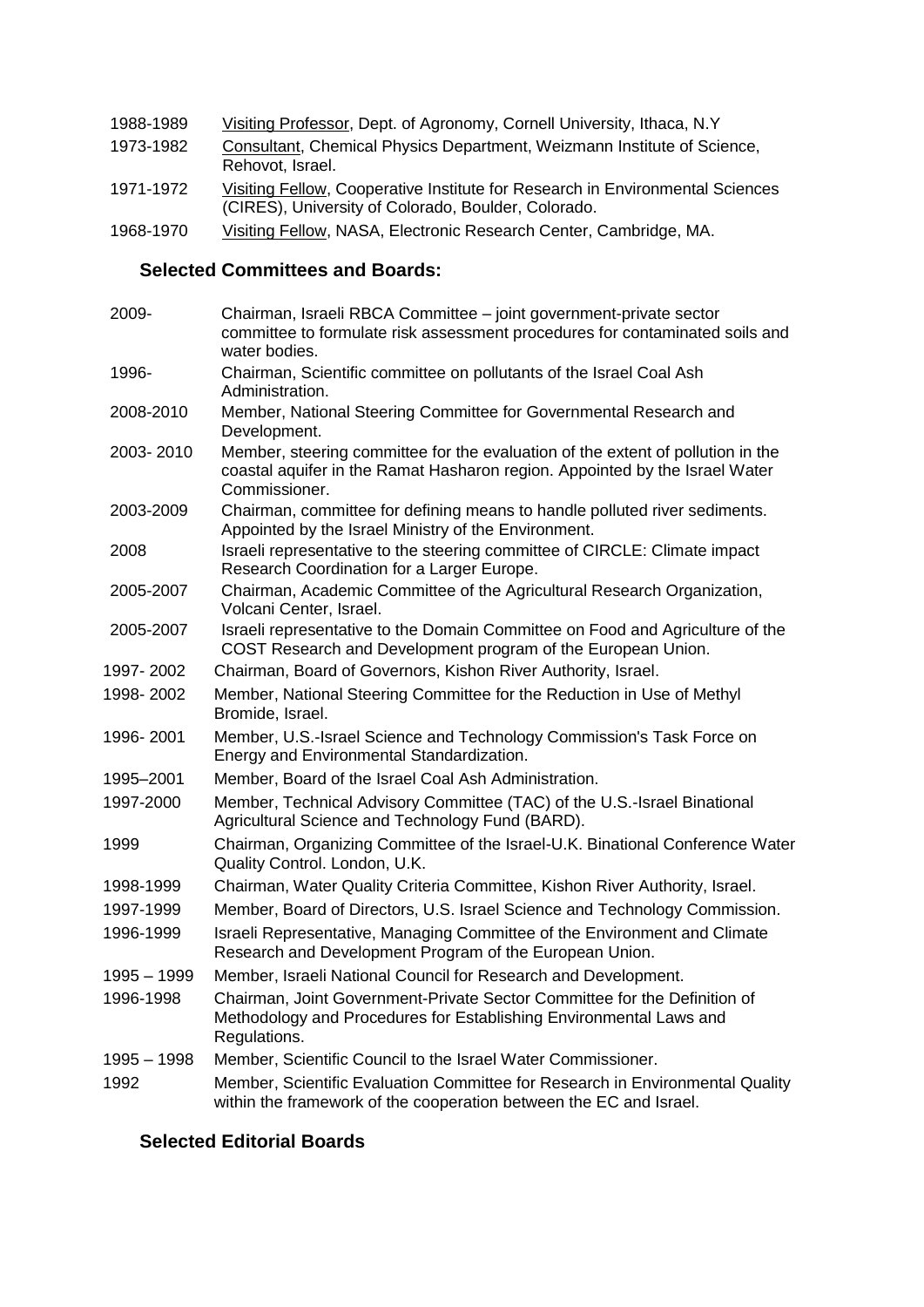1988-1989 Visiting Professor, Dept. of Agronomy, Cornell University, Ithaca, N.Y

1973-1982 Consultant, Chemical Physics Department, Weizmann Institute of Science, Rehovot, Israel.

1971-1972 Visiting Fellow, Cooperative Institute for Research in Environmental Sciences (CIRES), University of Colorado, Boulder, Colorado.

1968-1970 Visiting Fellow, NASA, Electronic Research Center, Cambridge, MA.

### Selected Committees and Boards:

2009- Chairman, Israeli RBCA Committee – joint government-private sector committee to formulate risk assessment procedures for contaminated soils and water bodies.

1996- Chairman, Scientific committee on pollutants of the Israel Coal Ash Administration.

2008-2010 Member, National Steering Committee for Governmental Research and Development.

2003- 2010 Member, steering committee for the evaluation of the extent of pollution in the coastal aquifer in the Ramat Hasharon region. Appointed by the Israel Water Commissioner.

2003-2009 Chairman, committee for defining means to handle polluted river sediments. Appointed by the Israel Ministry of the Environment.

2008 Israeli representative to the steering committee of CIRCLE: Climate impact Research Coordination for a Larger Europe.

2005-2007 Chairman, Academic Committee of the Agricultural Research Organization, Volcani Center, Israel.

2005-2007 Israeli representative to the Domain Committee on Food and Agriculture of the COST Research and Development program of the European Union.

1997- 2002 Chairman, Board of Governors, Kishon River Authority, Israel.

1998- 2002 Member, National Steering Committee for the Reduction in Use of Methyl Bromide, Israel.

1996- 2001 Member, U.S.-Israel Science and Technology Commission's Task Force on Energy and Environmental Standardization.

1995–2001 Member, Board of the Israel Coal Ash Administration.

1997-2000 Member, Technical Advisory Committee (TAC) of the U.S.-Israel Binational Agricultural Science and Technology Fund (BARD).

1999 Chairman, Organizing Committee of the Israel-U.K. Binational Conference Water Quality Control. London, U.K.

1998-1999 Chairman, Water Quality Criteria Committee, Kishon River Authority, Israel.

1997-1999 Member, Board of Directors, U.S. Israel Science and Technology Commission.

1996-1999 Israeli Representative, Managing Committee of the Environment and Climate Research and Development Program of the European Union.

1995 – 1999 Member, Israeli National Council for Research and Development.

1996-1998 Chairman, Joint Government-Private Sector Committee for the Definition of Methodology and Procedures for Establishing Environmental Laws and Regulations.

1995 – 1998 Member, Scientific Council to the Israel Water Commissioner.

1992 Member, Scientific Evaluation Committee for Research in Environmental Quality within the framework of the cooperation between the EC and Israel.

### Selected Editorial Boards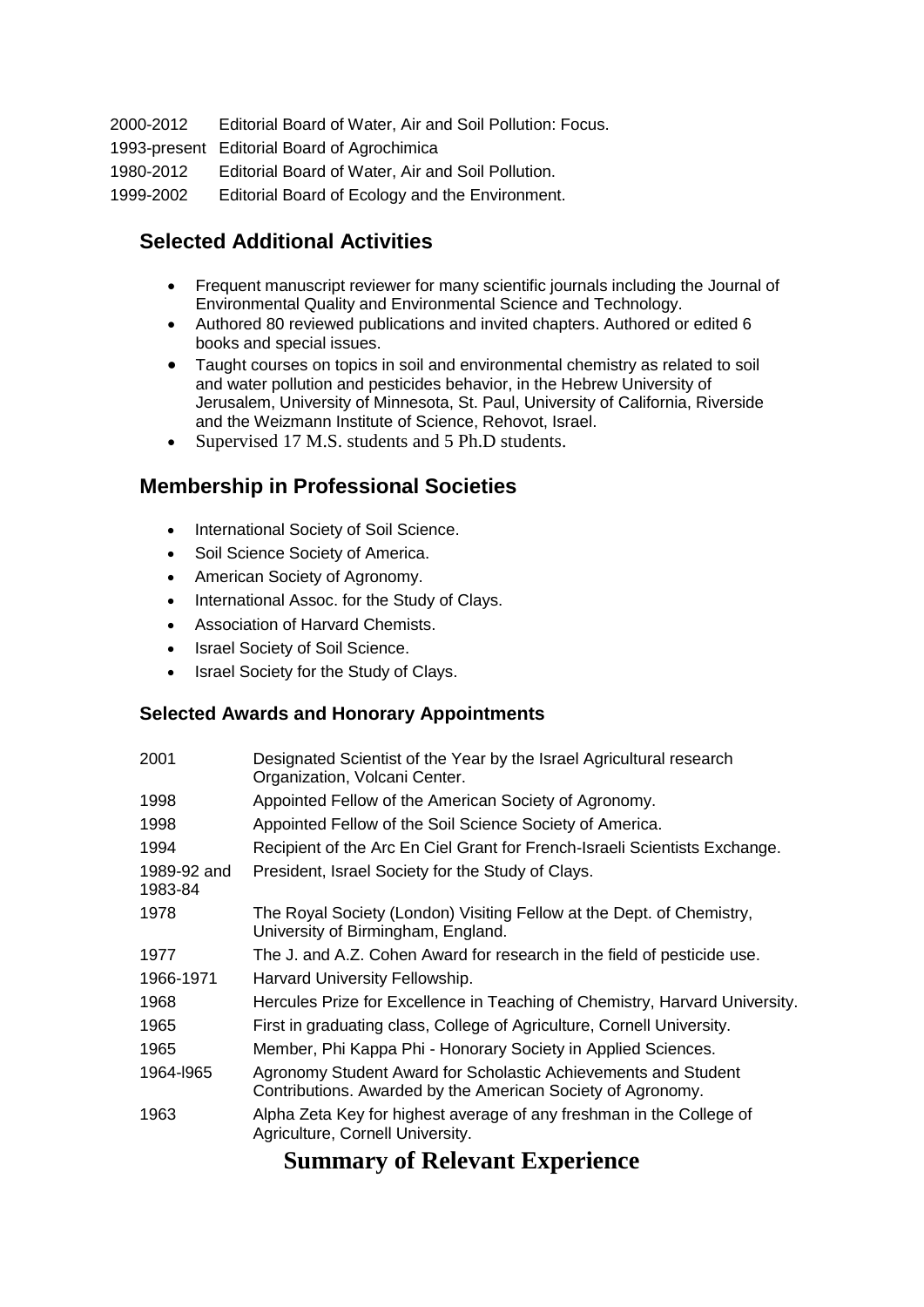| | |
|---|---|
| 2000-2012 | Editorial Board of Water, Air and Soil Pollution: Focus. |
| 1993-present | Editorial Board of Agrochimica |
| 1980-2012 | Editorial Board of Water, Air and Soil Pollution. |
| 1999-2002 | Editorial Board of Ecology and the Environment. |

## Selected Additional Activities

- Frequent manuscript reviewer for many scientific journals including the Journal of Environmental Quality and Environmental Science and Technology.
- Authored 80 reviewed publications and invited chapters. Authored or edited 6 books and special issues.
- Taught courses on topics in soil and environmental chemistry as related to soil and water pollution and pesticides behavior, in the Hebrew University of Jerusalem, University of Minnesota, St. Paul, University of California, Riverside and the Weizmann Institute of Science, Rehovot, Israel.
- Supervised 17 M.S. students and 5 Ph.D students.

## Membership in Professional Societies

- International Society of Soil Science.
- Soil Science Society of America.
- American Society of Agronomy.
- International Assoc. for the Study of Clays.
- Association of Harvard Chemists.
- Israel Society of Soil Science.
- Israel Society for the Study of Clays.

### Selected Awards and Honorary Appointments

| | |
|---|---|
| 2001 | Designated Scientist of the Year by the Israel Agricultural research Organization, Volcani Center. |
| 1998 | Appointed Fellow of the American Society of Agronomy. |
| 1998 | Appointed Fellow of the Soil Science Society of America. |
| 1994 | Recipient of the Arc En Ciel Grant for French-Israeli Scientists Exchange. |
| 1989-92 and 1983-84 | President, Israel Society for the Study of Clays. |
| 1978 | The Royal Society (London) Visiting Fellow at the Dept. of Chemistry, University of Birmingham, England. |
| 1977 | The J. and A.Z. Cohen Award for research in the field of pesticide use. |
| 1966-1971 | Harvard University Fellowship. |
| 1968 | Hercules Prize for Excellence in Teaching of Chemistry, Harvard University. |
| 1965 | First in graduating class, College of Agriculture, Cornell University. |
| 1965 | Member, Phi Kappa Phi - Honorary Society in Applied Sciences. |
| 1964-l965 | Agronomy Student Award for Scholastic Achievements and Student Contributions. Awarded by the American Society of Agronomy. |
| 1963 | Alpha Zeta Key for highest average of any freshman in the College of Agriculture, Cornell University. |

# Summary of Relevant Experience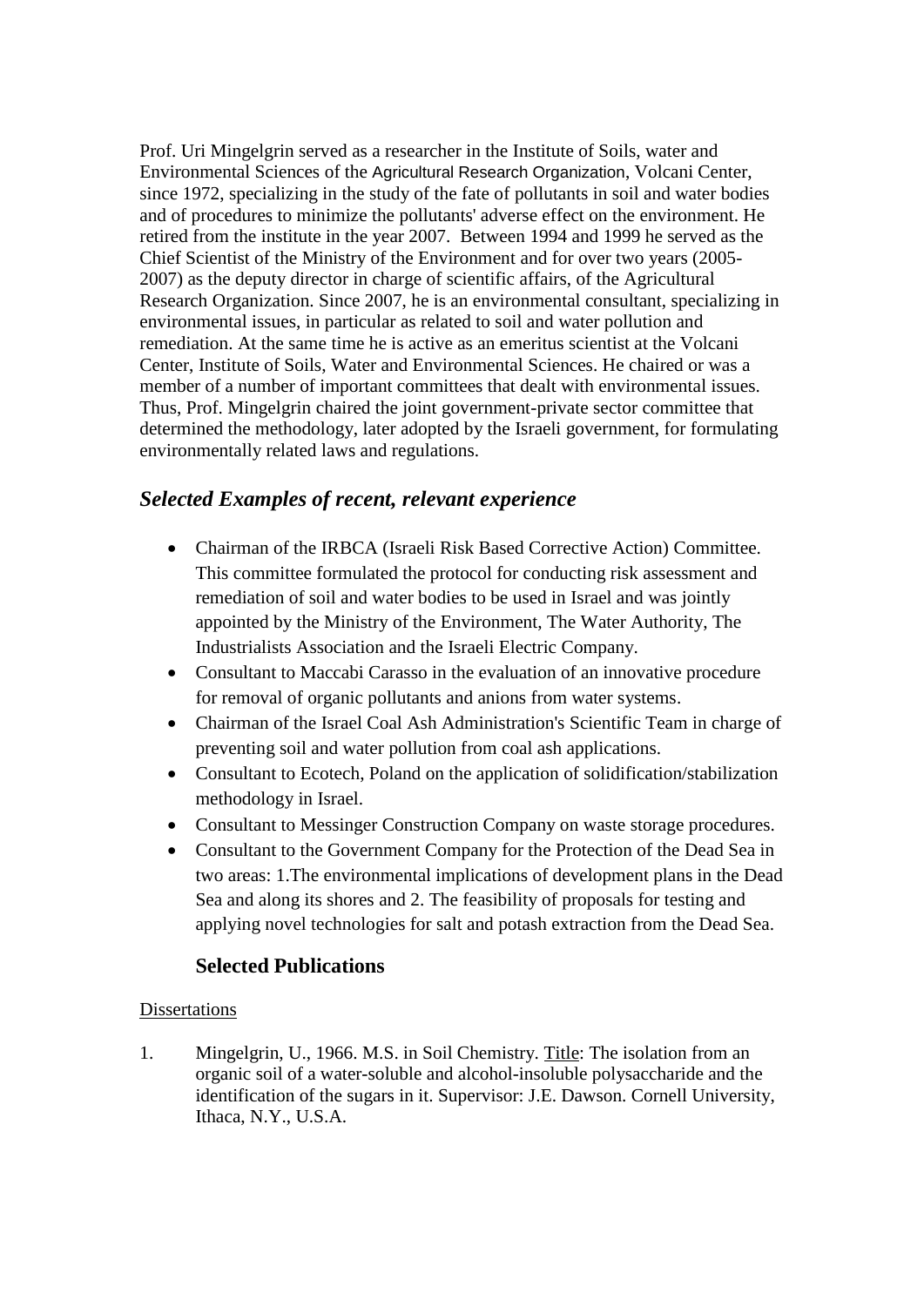Prof. Uri Mingelgrin served as a researcher in the Institute of Soils, water and Environmental Sciences of the Agricultural Research Organization, Volcani Center, since 1972, specializing in the study of the fate of pollutants in soil and water bodies and of procedures to minimize the pollutants' adverse effect on the environment. He retired from the institute in the year 2007. Between 1994 and 1999 he served as the Chief Scientist of the Ministry of the Environment and for over two years (2005-2007) as the deputy director in charge of scientific affairs, of the Agricultural Research Organization. Since 2007, he is an environmental consultant, specializing in environmental issues, in particular as related to soil and water pollution and remediation. At the same time he is active as an emeritus scientist at the Volcani Center, Institute of Soils, Water and Environmental Sciences. He chaired or was a member of a number of important committees that dealt with environmental issues. Thus, Prof. Mingelgrin chaired the joint government-private sector committee that determined the methodology, later adopted by the Israeli government, for formulating environmentally related laws and regulations.

## *Selected Examples of recent, relevant experience*

- Chairman of the IRBCA (Israeli Risk Based Corrective Action) Committee. This committee formulated the protocol for conducting risk assessment and remediation of soil and water bodies to be used in Israel and was jointly appointed by the Ministry of the Environment, The Water Authority, The Industrialists Association and the Israeli Electric Company.
- Consultant to Maccabi Carasso in the evaluation of an innovative procedure for removal of organic pollutants and anions from water systems.
- Chairman of the Israel Coal Ash Administration's Scientific Team in charge of preventing soil and water pollution from coal ash applications.
- Consultant to Ecotech, Poland on the application of solidification/stabilization methodology in Israel.
- Consultant to Messinger Construction Company on waste storage procedures.
- Consultant to the Government Company for the Protection of the Dead Sea in two areas: 1.The environmental implications of development plans in the Dead Sea and along its shores and 2. The feasibility of proposals for testing and applying novel technologies for salt and potash extraction from the Dead Sea.

### Selected Publications

Dissertations

1. Mingelgrin, U., 1966. M.S. in Soil Chemistry. Title: The isolation from an organic soil of a water-soluble and alcohol-insoluble polysaccharide and the identification of the sugars in it. Supervisor: J.E. Dawson. Cornell University, Ithaca, N.Y., U.S.A.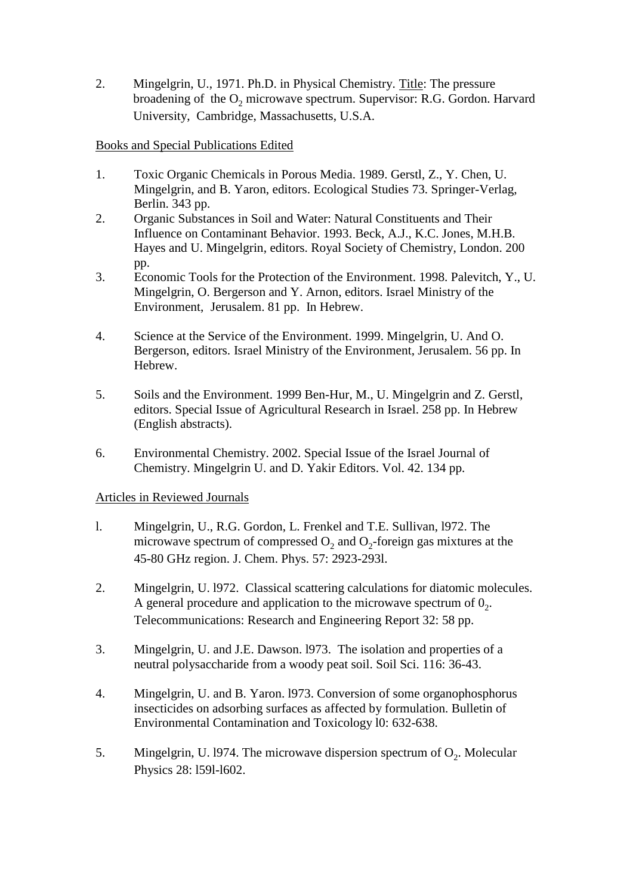2. Mingelgrin, U., 1971. Ph.D. in Physical Chemistry. Title: The pressure broadening of the $O_2$ microwave spectrum. Supervisor: R.G. Gordon. Harvard University, Cambridge, Massachusetts, U.S.A.

Books and Special Publications Edited

1. Toxic Organic Chemicals in Porous Media. 1989. Gerstl, Z., Y. Chen, U. Mingelgrin, and B. Yaron, editors. Ecological Studies 73. Springer-Verlag, Berlin. 343 pp.
2. Organic Substances in Soil and Water: Natural Constituents and Their Influence on Contaminant Behavior. 1993. Beck, A.J., K.C. Jones, M.H.B. Hayes and U. Mingelgrin, editors. Royal Society of Chemistry, London. 200 pp.
3. Economic Tools for the Protection of the Environment. 1998. Palevitch, Y., U. Mingelgrin, O. Bergerson and Y. Arnon, editors. Israel Ministry of the Environment, Jerusalem. 81 pp. In Hebrew.
4. Science at the Service of the Environment. 1999. Mingelgrin, U. And O. Bergerson, editors. Israel Ministry of the Environment, Jerusalem. 56 pp. In Hebrew.
5. Soils and the Environment. 1999 Ben-Hur, M., U. Mingelgrin and Z. Gerstl, editors. Special Issue of Agricultural Research in Israel. 258 pp. In Hebrew (English abstracts).
6. Environmental Chemistry. 2002. Special Issue of the Israel Journal of Chemistry. Mingelgrin U. and D. Yakir Editors. Vol. 42. 134 pp.

Articles in Reviewed Journals

l. Mingelgrin, U., R.G. Gordon, L. Frenkel and T.E. Sullivan, l972. The microwave spectrum of compressed $O_2$ and $O_2$-foreign gas mixtures at the 45-80 GHz region. J. Chem. Phys. 57: 2923-293l.

2. Mingelgrin, U. l972. Classical scattering calculations for diatomic molecules. A general procedure and application to the microwave spectrum of $0_2$. Telecommunications: Research and Engineering Report 32: 58 pp.

3. Mingelgrin, U. and J.E. Dawson. l973. The isolation and properties of a neutral polysaccharide from a woody peat soil. Soil Sci. 116: 36-43.

4. Mingelgrin, U. and B. Yaron. l973. Conversion of some organophosphorus insecticides on adsorbing surfaces as affected by formulation. Bulletin of Environmental Contamination and Toxicology l0: 632-638.

5. Mingelgrin, U. l974. The microwave dispersion spectrum of $O_2$. Molecular Physics 28: l59l-l602.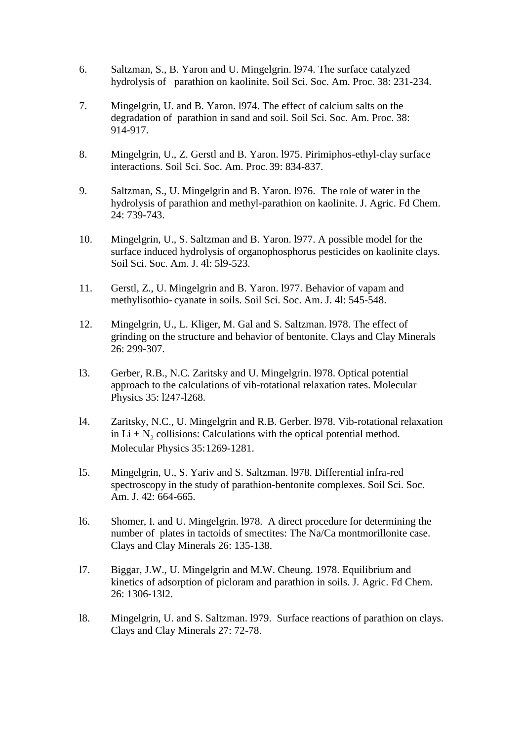6. Saltzman, S., B. Yaron and U. Mingelgrin. l974. The surface catalyzed hydrolysis of parathion on kaolinite. Soil Sci. Soc. Am. Proc. 38: 231-234.

7. Mingelgrin, U. and B. Yaron. l974. The effect of calcium salts on the degradation of parathion in sand and soil. Soil Sci. Soc. Am. Proc. 38: 914-917.

8. Mingelgrin, U., Z. Gerstl and B. Yaron. l975. Pirimiphos-ethyl-clay surface interactions. Soil Sci. Soc. Am. Proc. 39: 834-837.

9. Saltzman, S., U. Mingelgrin and B. Yaron. l976. The role of water in the hydrolysis of parathion and methyl-parathion on kaolinite. J. Agric. Fd Chem. 24: 739-743.

10. Mingelgrin, U., S. Saltzman and B. Yaron. l977. A possible model for the surface induced hydrolysis of organophosphorus pesticides on kaolinite clays. Soil Sci. Soc. Am. J. 4l: 5l9-523.

11. Gerstl, Z., U. Mingelgrin and B. Yaron. l977. Behavior of vapam and methylisothio- cyanate in soils. Soil Sci. Soc. Am. J. 4l: 545-548.

12. Mingelgrin, U., L. Kliger, M. Gal and S. Saltzman. l978. The effect of grinding on the structure and behavior of bentonite. Clays and Clay Minerals 26: 299-307.

l3. Gerber, R.B., N.C. Zaritsky and U. Mingelgrin. l978. Optical potential approach to the calculations of vib-rotational relaxation rates. Molecular Physics 35: l247-l268.

l4. Zaritsky, N.C., U. Mingelgrin and R.B. Gerber. l978. Vib-rotational relaxation in Li + $N_2$ collisions: Calculations with the optical potential method. Molecular Physics 35: 1269-1281.

l5. Mingelgrin, U., S. Yariv and S. Saltzman. l978. Differential infra-red spectroscopy in the study of parathion-bentonite complexes. Soil Sci. Soc. Am. J. 42: 664-665.

l6. Shomer, I. and U. Mingelgrin. l978. A direct procedure for determining the number of plates in tactoids of smectites: The Na/Ca montmorillonite case. Clays and Clay Minerals 26: 135-138.

l7. Biggar, J.W., U. Mingelgrin and M.W. Cheung. 1978. Equilibrium and kinetics of adsorption of picloram and parathion in soils. J. Agric. Fd Chem. 26: 1306-13l2.

l8. Mingelgrin, U. and S. Saltzman. l979. Surface reactions of parathion on clays. Clays and Clay Minerals 27: 72-78.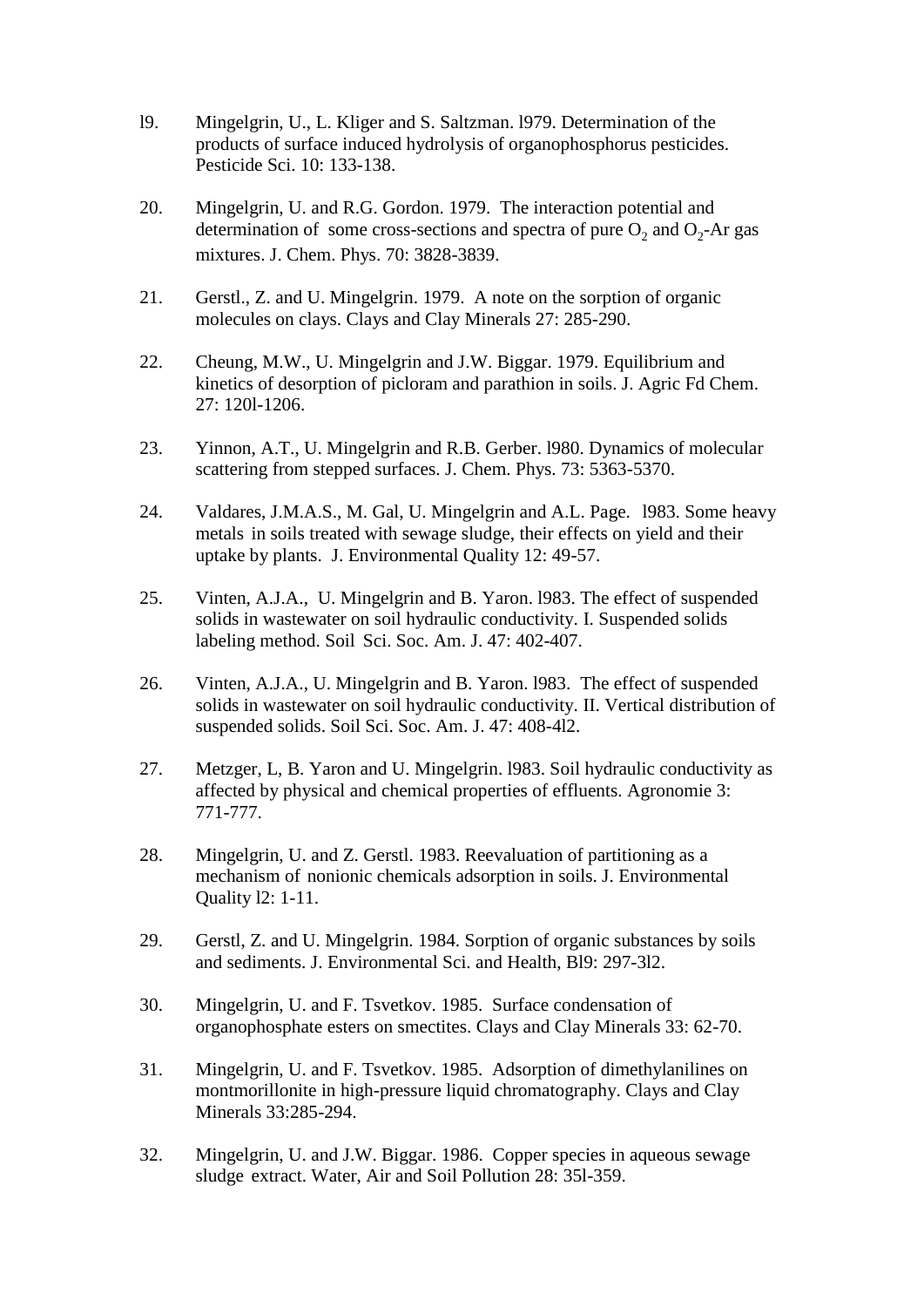l9. Mingelgrin, U., L. Kliger and S. Saltzman. l979. Determination of the products of surface induced hydrolysis of organophosphorus pesticides. Pesticide Sci. 10: 133-138.

20. Mingelgrin, U. and R.G. Gordon. 1979. The interaction potential and determination of some cross-sections and spectra of pure $O_2$ and $O_2$-Ar gas mixtures. J. Chem. Phys. 70: 3828-3839.

21. Gerstl., Z. and U. Mingelgrin. 1979. A note on the sorption of organic molecules on clays. Clays and Clay Minerals 27: 285-290.

22. Cheung, M.W., U. Mingelgrin and J.W. Biggar. 1979. Equilibrium and kinetics of desorption of picloram and parathion in soils. J. Agric Fd Chem. 27: 120l-1206.

23. Yinnon, A.T., U. Mingelgrin and R.B. Gerber. l980. Dynamics of molecular scattering from stepped surfaces. J. Chem. Phys. 73: 5363-5370.

24. Valdares, J.M.A.S., M. Gal, U. Mingelgrin and A.L. Page. l983. Some heavy metals in soils treated with sewage sludge, their effects on yield and their uptake by plants. J. Environmental Quality 12: 49-57.

25. Vinten, A.J.A., U. Mingelgrin and B. Yaron. l983. The effect of suspended solids in wastewater on soil hydraulic conductivity. I. Suspended solids labeling method. Soil Sci. Soc. Am. J. 47: 402-407.

26. Vinten, A.J.A., U. Mingelgrin and B. Yaron. l983. The effect of suspended solids in wastewater on soil hydraulic conductivity. II. Vertical distribution of suspended solids. Soil Sci. Soc. Am. J. 47: 408-4l2.

27. Metzger, L, B. Yaron and U. Mingelgrin. l983. Soil hydraulic conductivity as affected by physical and chemical properties of effluents. Agronomie 3: 771-777.

28. Mingelgrin, U. and Z. Gerstl. 1983. Reevaluation of partitioning as a mechanism of nonionic chemicals adsorption in soils. J. Environmental Quality l2: 1-11.

29. Gerstl, Z. and U. Mingelgrin. 1984. Sorption of organic substances by soils and sediments. J. Environmental Sci. and Health, Bl9: 297-3l2.

30. Mingelgrin, U. and F. Tsvetkov. 1985. Surface condensation of organophosphate esters on smectites. Clays and Clay Minerals 33: 62-70.

31. Mingelgrin, U. and F. Tsvetkov. 1985. Adsorption of dimethylanilines on montmorillonite in high-pressure liquid chromatography. Clays and Clay Minerals 33:285-294.

32. Mingelgrin, U. and J.W. Biggar. 1986. Copper species in aqueous sewage sludge extract. Water, Air and Soil Pollution 28: 35l-359.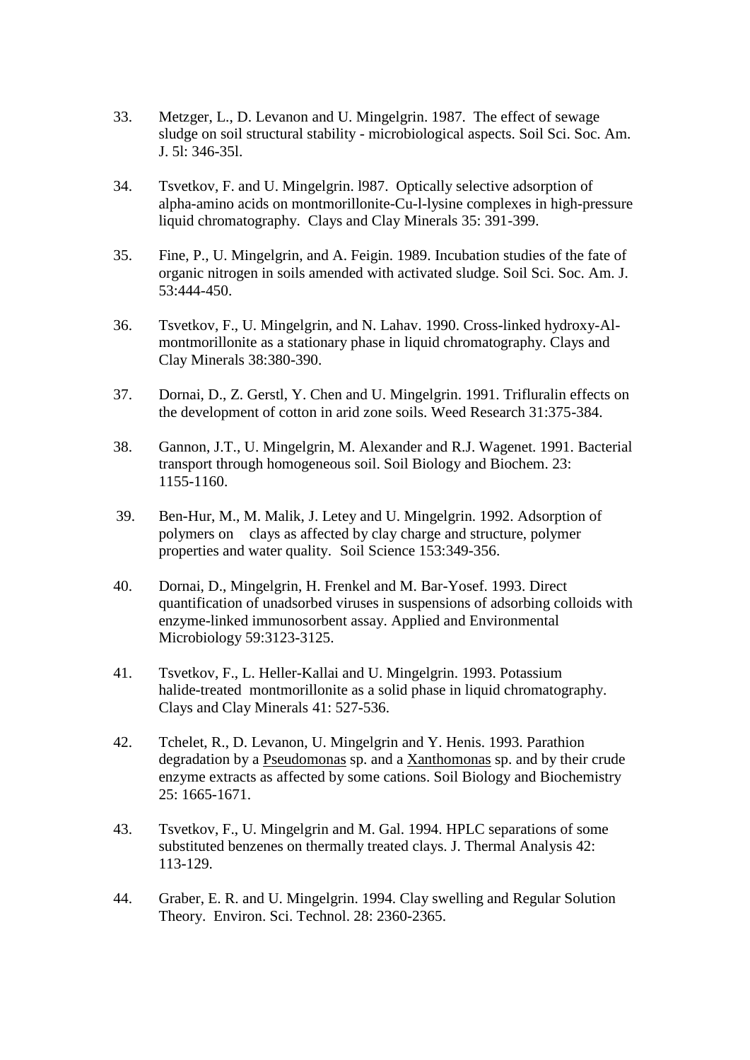33. Metzger, L., D. Levanon and U. Mingelgrin. 1987. The effect of sewage sludge on soil structural stability - microbiological aspects. Soil Sci. Soc. Am. J. 5l: 346-35l.

34. Tsvetkov, F. and U. Mingelgrin. l987. Optically selective adsorption of alpha-amino acids on montmorillonite-Cu-l-lysine complexes in high-pressure liquid chromatography. Clays and Clay Minerals 35: 391-399.

35. Fine, P., U. Mingelgrin, and A. Feigin. 1989. Incubation studies of the fate of organic nitrogen in soils amended with activated sludge. Soil Sci. Soc. Am. J. 53:444-450.

36. Tsvetkov, F., U. Mingelgrin, and N. Lahav. 1990. Cross-linked hydroxy-Al-montmorillonite as a stationary phase in liquid chromatography. Clays and Clay Minerals 38:380-390.

37. Dornai, D., Z. Gerstl, Y. Chen and U. Mingelgrin. 1991. Trifluralin effects on the development of cotton in arid zone soils. Weed Research 31:375-384.

38. Gannon, J.T., U. Mingelgrin, M. Alexander and R.J. Wagenet. 1991. Bacterial transport through homogeneous soil. Soil Biology and Biochem. 23: 1155-1160.

39. Ben-Hur, M., M. Malik, J. Letey and U. Mingelgrin. 1992. Adsorption of polymers on clays as affected by clay charge and structure, polymer properties and water quality. Soil Science 153:349-356.

40. Dornai, D., Mingelgrin, H. Frenkel and M. Bar-Yosef. 1993. Direct quantification of unadsorbed viruses in suspensions of adsorbing colloids with enzyme-linked immunosorbent assay. Applied and Environmental Microbiology 59:3123-3125.

41. Tsvetkov, F., L. Heller-Kallai and U. Mingelgrin. 1993. Potassium halide-treated montmorillonite as a solid phase in liquid chromatography. Clays and Clay Minerals 41: 527-536.

42. Tchelet, R., D. Levanon, U. Mingelgrin and Y. Henis. 1993. Parathion degradation by a Pseudomonas sp. and a Xanthomonas sp. and by their crude enzyme extracts as affected by some cations. Soil Biology and Biochemistry 25: 1665-1671.

43. Tsvetkov, F., U. Mingelgrin and M. Gal. 1994. HPLC separations of some substituted benzenes on thermally treated clays. J. Thermal Analysis 42: 113-129.

44. Graber, E. R. and U. Mingelgrin. 1994. Clay swelling and Regular Solution Theory. Environ. Sci. Technol. 28: 2360-2365.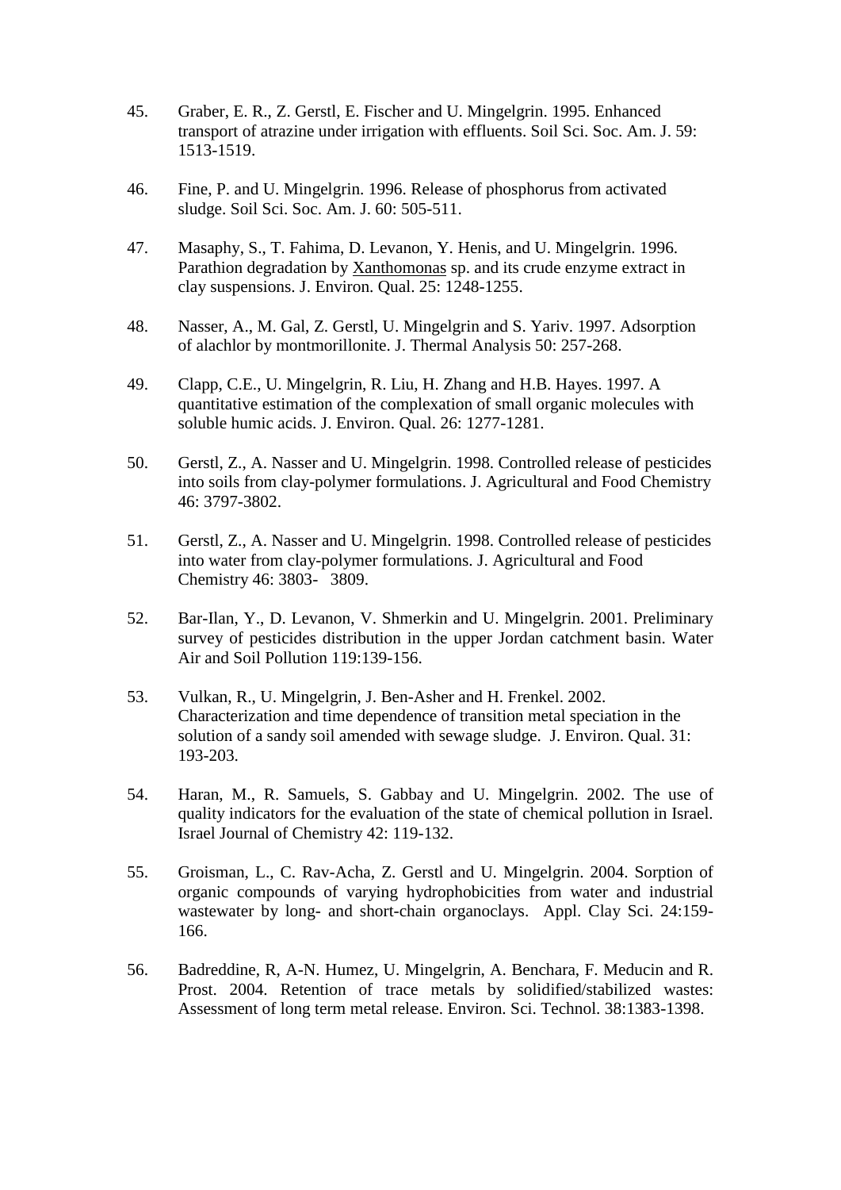45. Graber, E. R., Z. Gerstl, E. Fischer and U. Mingelgrin. 1995. Enhanced transport of atrazine under irrigation with effluents. Soil Sci. Soc. Am. J. 59: 1513-1519.

46. Fine, P. and U. Mingelgrin. 1996. Release of phosphorus from activated sludge. Soil Sci. Soc. Am. J. 60: 505-511.

47. Masaphy, S., T. Fahima, D. Levanon, Y. Henis, and U. Mingelgrin. 1996. Parathion degradation by Xanthomonas sp. and its crude enzyme extract in clay suspensions. J. Environ. Qual. 25: 1248-1255.

48. Nasser, A., M. Gal, Z. Gerstl, U. Mingelgrin and S. Yariv. 1997. Adsorption of alachlor by montmorillonite. J. Thermal Analysis 50: 257-268.

49. Clapp, C.E., U. Mingelgrin, R. Liu, H. Zhang and H.B. Hayes. 1997. A quantitative estimation of the complexation of small organic molecules with soluble humic acids. J. Environ. Qual. 26: 1277-1281.

50. Gerstl, Z., A. Nasser and U. Mingelgrin. 1998. Controlled release of pesticides into soils from clay-polymer formulations. J. Agricultural and Food Chemistry 46: 3797-3802.

51. Gerstl, Z., A. Nasser and U. Mingelgrin. 1998. Controlled release of pesticides into water from clay-polymer formulations. J. Agricultural and Food Chemistry 46: 3803- 3809.

52. Bar-Ilan, Y., D. Levanon, V. Shmerkin and U. Mingelgrin. 2001. Preliminary survey of pesticides distribution in the upper Jordan catchment basin. Water Air and Soil Pollution 119:139-156.

53. Vulkan, R., U. Mingelgrin, J. Ben-Asher and H. Frenkel. 2002. Characterization and time dependence of transition metal speciation in the solution of a sandy soil amended with sewage sludge. J. Environ. Qual. 31: 193-203.

54. Haran, M., R. Samuels, S. Gabbay and U. Mingelgrin. 2002. The use of quality indicators for the evaluation of the state of chemical pollution in Israel. Israel Journal of Chemistry 42: 119-132.

55. Groisman, L., C. Rav-Acha, Z. Gerstl and U. Mingelgrin. 2004. Sorption of organic compounds of varying hydrophobicities from water and industrial wastewater by long- and short-chain organoclays. Appl. Clay Sci. 24:159-166.

56. Badreddine, R, A-N. Humez, U. Mingelgrin, A. Benchara, F. Meducin and R. Prost. 2004. Retention of trace metals by solidified/stabilized wastes: Assessment of long term metal release. Environ. Sci. Technol. 38:1383-1398.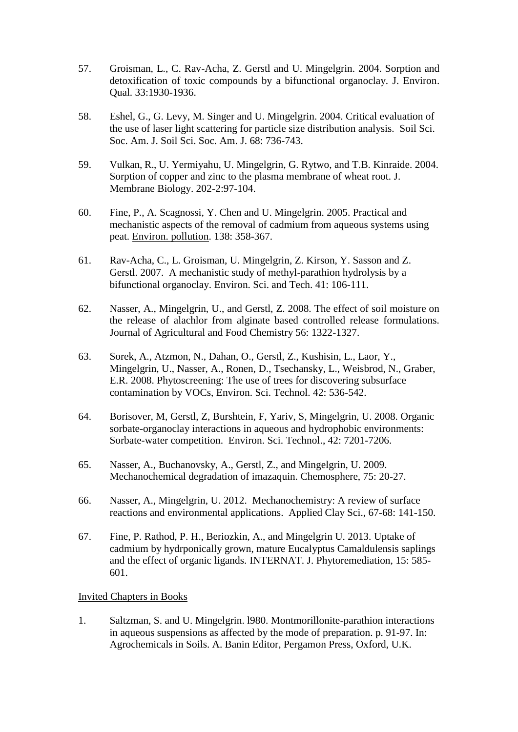57. Groisman, L., C. Rav-Acha, Z. Gerstl and U. Mingelgrin. 2004. Sorption and detoxification of toxic compounds by a bifunctional organoclay. J. Environ. Qual. 33:1930-1936.

58. Eshel, G., G. Levy, M. Singer and U. Mingelgrin. 2004. Critical evaluation of the use of laser light scattering for particle size distribution analysis. Soil Sci. Soc. Am. J. Soil Sci. Soc. Am. J. 68: 736-743.

59. Vulkan, R., U. Yermiyahu, U. Mingelgrin, G. Rytwo, and T.B. Kinraide. 2004. Sorption of copper and zinc to the plasma membrane of wheat root. J. Membrane Biology. 202-2:97-104.

60. Fine, P., A. Scagnossi, Y. Chen and U. Mingelgrin. 2005. Practical and mechanistic aspects of the removal of cadmium from aqueous systems using peat. <u>Environ. pollution</u>. 138: 358-367.

61. Rav-Acha, C., L. Groisman, U. Mingelgrin, Z. Kirson, Y. Sasson and Z. Gerstl. 2007. A mechanistic study of methyl-parathion hydrolysis by a bifunctional organoclay. Environ. Sci. and Tech. 41: 106-111.

62. Nasser, A., Mingelgrin, U., and Gerstl, Z. 2008. The effect of soil moisture on the release of alachlor from alginate based controlled release formulations. Journal of Agricultural and Food Chemistry 56: 1322-1327.

63. Sorek, A., Atzmon, N., Dahan, O., Gerstl, Z., Kushisin, L., Laor, Y., Mingelgrin, U., Nasser, A., Ronen, D., Tsechansky, L., Weisbrod, N., Graber, E.R. 2008. Phytoscreening: The use of trees for discovering subsurface contamination by VOCs, Environ. Sci. Technol. 42: 536-542.

64. Borisover, M, Gerstl, Z, Burshtein, F, Yariv, S, Mingelgrin, U. 2008. Organic sorbate-organoclay interactions in aqueous and hydrophobic environments: Sorbate-water competition. Environ. Sci. Technol., 42: 7201-7206.

65. Nasser, A., Buchanovsky, A., Gerstl, Z., and Mingelgrin, U. 2009. Mechanochemical degradation of imazaquin. Chemosphere, 75: 20-27.

66. Nasser, A., Mingelgrin, U. 2012. Mechanochemistry: A review of surface reactions and environmental applications. Applied Clay Sci., 67-68: 141-150.

67. Fine, P. Rathod, P. H., Beriozkin, A., and Mingelgrin U. 2013. Uptake of cadmium by hydrponically grown, mature Eucalyptus Camaldulensis saplings and the effect of organic ligands. INTERNAT. J. Phytoremediation, 15: 585-601.

<u>Invited Chapters in Books</u>

1. Saltzman, S. and U. Mingelgrin. l980. Montmorillonite-parathion interactions in aqueous suspensions as affected by the mode of preparation. p. 91-97. In: Agrochemicals in Soils. A. Banin Editor, Pergamon Press, Oxford, U.K.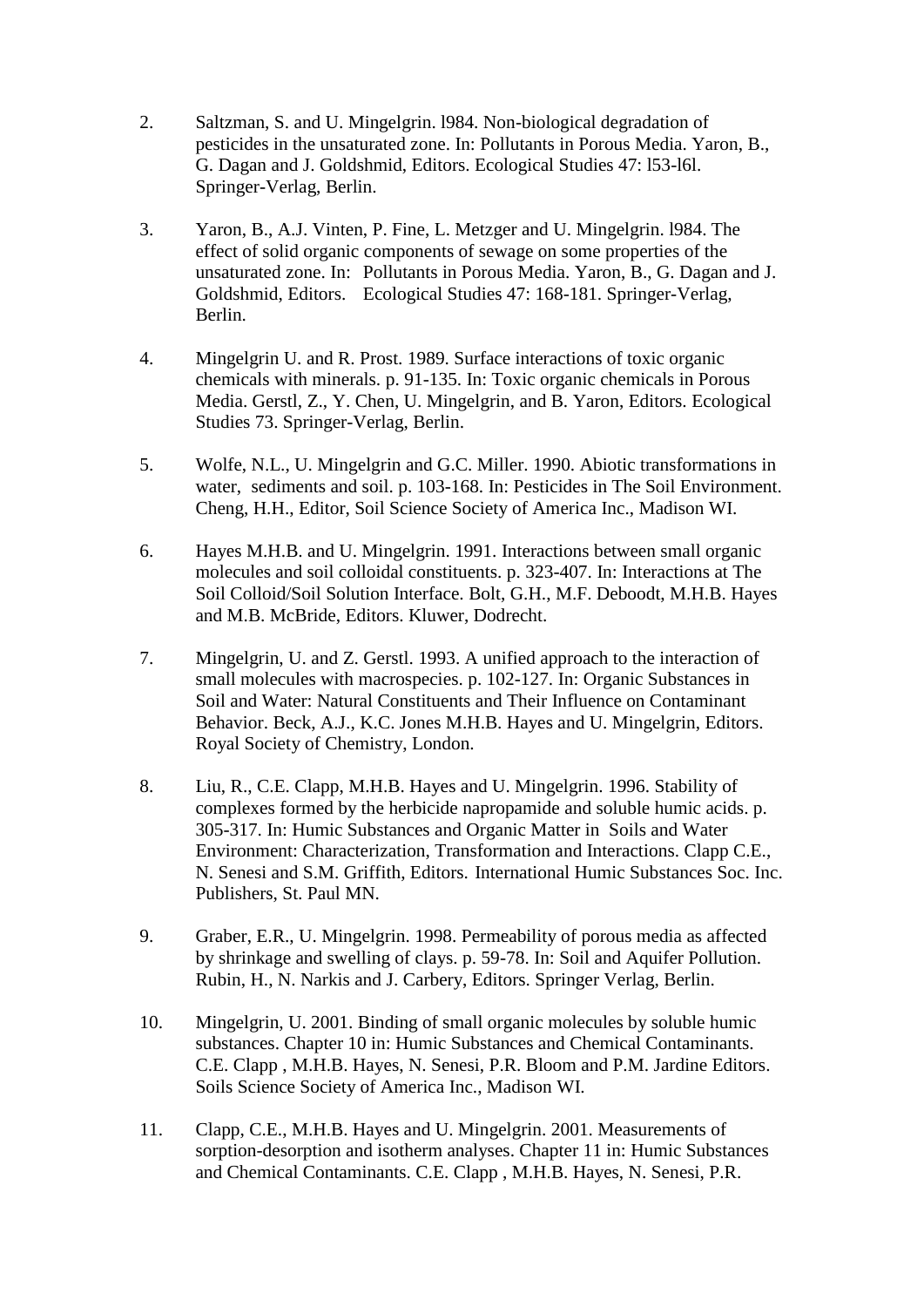2. Saltzman, S. and U. Mingelgrin. l984. Non-biological degradation of pesticides in the unsaturated zone. In: Pollutants in Porous Media. Yaron, B., G. Dagan and J. Goldshmid, Editors. Ecological Studies 47: l53-l6l. Springer-Verlag, Berlin.

3. Yaron, B., A.J. Vinten, P. Fine, L. Metzger and U. Mingelgrin. l984. The effect of solid organic components of sewage on some properties of the unsaturated zone. In: Pollutants in Porous Media. Yaron, B., G. Dagan and J. Goldshmid, Editors. Ecological Studies 47: 168-181. Springer-Verlag, Berlin.

4. Mingelgrin U. and R. Prost. 1989. Surface interactions of toxic organic chemicals with minerals. p. 91-135. In: Toxic organic chemicals in Porous Media. Gerstl, Z., Y. Chen, U. Mingelgrin, and B. Yaron, Editors. Ecological Studies 73. Springer-Verlag, Berlin.

5. Wolfe, N.L., U. Mingelgrin and G.C. Miller. 1990. Abiotic transformations in water, sediments and soil. p. 103-168. In: Pesticides in The Soil Environment. Cheng, H.H., Editor, Soil Science Society of America Inc., Madison WI.

6. Hayes M.H.B. and U. Mingelgrin. 1991. Interactions between small organic molecules and soil colloidal constituents. p. 323-407. In: Interactions at The Soil Colloid/Soil Solution Interface. Bolt, G.H., M.F. Deboodt, M.H.B. Hayes and M.B. McBride, Editors. Kluwer, Dodrecht.

7. Mingelgrin, U. and Z. Gerstl. 1993. A unified approach to the interaction of small molecules with macrospecies. p. 102-127. In: Organic Substances in Soil and Water: Natural Constituents and Their Influence on Contaminant Behavior. Beck, A.J., K.C. Jones M.H.B. Hayes and U. Mingelgrin, Editors. Royal Society of Chemistry, London.

8. Liu, R., C.E. Clapp, M.H.B. Hayes and U. Mingelgrin. 1996. Stability of complexes formed by the herbicide napropamide and soluble humic acids. p. 305-317. In: Humic Substances and Organic Matter in Soils and Water Environment: Characterization, Transformation and Interactions. Clapp C.E., N. Senesi and S.M. Griffith, Editors. International Humic Substances Soc. Inc. Publishers, St. Paul MN.

9. Graber, E.R., U. Mingelgrin. 1998. Permeability of porous media as affected by shrinkage and swelling of clays. p. 59-78. In: Soil and Aquifer Pollution. Rubin, H., N. Narkis and J. Carbery, Editors. Springer Verlag, Berlin.

10. Mingelgrin, U. 2001. Binding of small organic molecules by soluble humic substances. Chapter 10 in: Humic Substances and Chemical Contaminants. C.E. Clapp , M.H.B. Hayes, N. Senesi, P.R. Bloom and P.M. Jardine Editors. Soils Science Society of America Inc., Madison WI.

11. Clapp, C.E., M.H.B. Hayes and U. Mingelgrin. 2001. Measurements of sorption-desorption and isotherm analyses. Chapter 11 in: Humic Substances and Chemical Contaminants. C.E. Clapp , M.H.B. Hayes, N. Senesi, P.R.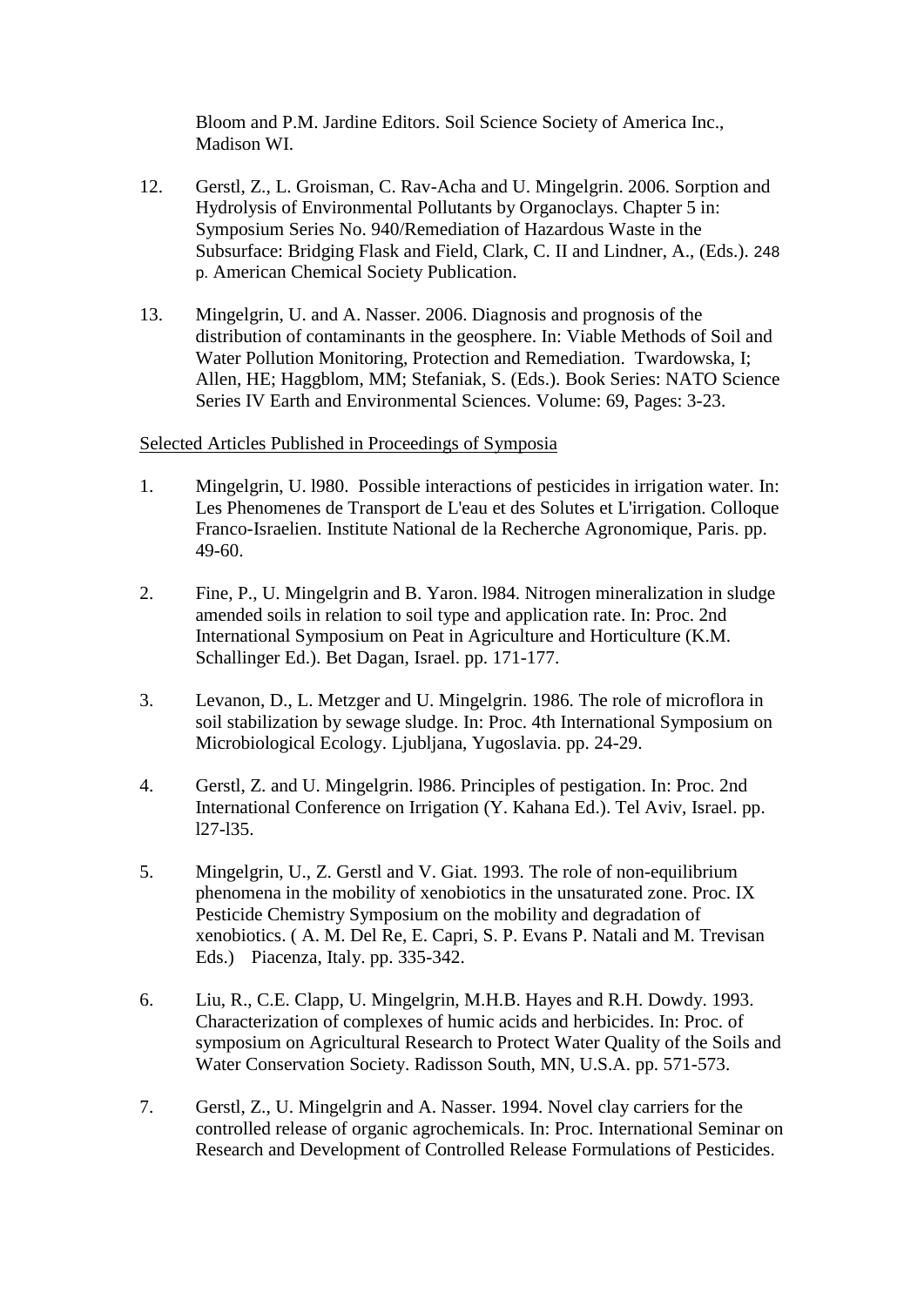Bloom and P.M. Jardine Editors. Soil Science Society of America Inc., Madison WI.

12. Gerstl, Z., L. Groisman, C. Rav-Acha and U. Mingelgrin. 2006. Sorption and Hydrolysis of Environmental Pollutants by Organoclays. Chapter 5 in: Symposium Series No. 940/Remediation of Hazardous Waste in the Subsurface: Bridging Flask and Field, Clark, C. II and Lindner, A., (Eds.). 248 p. American Chemical Society Publication.

13. Mingelgrin, U. and A. Nasser. 2006. Diagnosis and prognosis of the distribution of contaminants in the geosphere. In: Viable Methods of Soil and Water Pollution Monitoring, Protection and Remediation. Twardowska, I; Allen, HE; Haggblom, MM; Stefaniak, S. (Eds.). Book Series: NATO Science Series IV Earth and Environmental Sciences. Volume: 69, Pages: 3-23.

Selected Articles Published in Proceedings of Symposia

1. Mingelgrin, U. l980. Possible interactions of pesticides in irrigation water. In: Les Phenomenes de Transport de L'eau et des Solutes et L'irrigation. Colloque Franco-Israelien. Institute National de la Recherche Agronomique, Paris. pp. 49-60.

2. Fine, P., U. Mingelgrin and B. Yaron. l984. Nitrogen mineralization in sludge amended soils in relation to soil type and application rate. In: Proc. 2nd International Symposium on Peat in Agriculture and Horticulture (K.M. Schallinger Ed.). Bet Dagan, Israel. pp. 171-177.

3. Levanon, D., L. Metzger and U. Mingelgrin. 1986. The role of microflora in soil stabilization by sewage sludge. In: Proc. 4th International Symposium on Microbiological Ecology. Ljubljana, Yugoslavia. pp. 24-29.

4. Gerstl, Z. and U. Mingelgrin. l986. Principles of pestigation. In: Proc. 2nd International Conference on Irrigation (Y. Kahana Ed.). Tel Aviv, Israel. pp. l27-l35.

5. Mingelgrin, U., Z. Gerstl and V. Giat. 1993. The role of non-equilibrium phenomena in the mobility of xenobiotics in the unsaturated zone. Proc. IX Pesticide Chemistry Symposium on the mobility and degradation of xenobiotics. ( A. M. Del Re, E. Capri, S. P. Evans P. Natali and M. Trevisan Eds.) Piacenza, Italy. pp. 335-342.

6. Liu, R., C.E. Clapp, U. Mingelgrin, M.H.B. Hayes and R.H. Dowdy. 1993. Characterization of complexes of humic acids and herbicides. In: Proc. of symposium on Agricultural Research to Protect Water Quality of the Soils and Water Conservation Society. Radisson South, MN, U.S.A. pp. 571-573.

7. Gerstl, Z., U. Mingelgrin and A. Nasser. 1994. Novel clay carriers for the controlled release of organic agrochemicals. In: Proc. International Seminar on Research and Development of Controlled Release Formulations of Pesticides.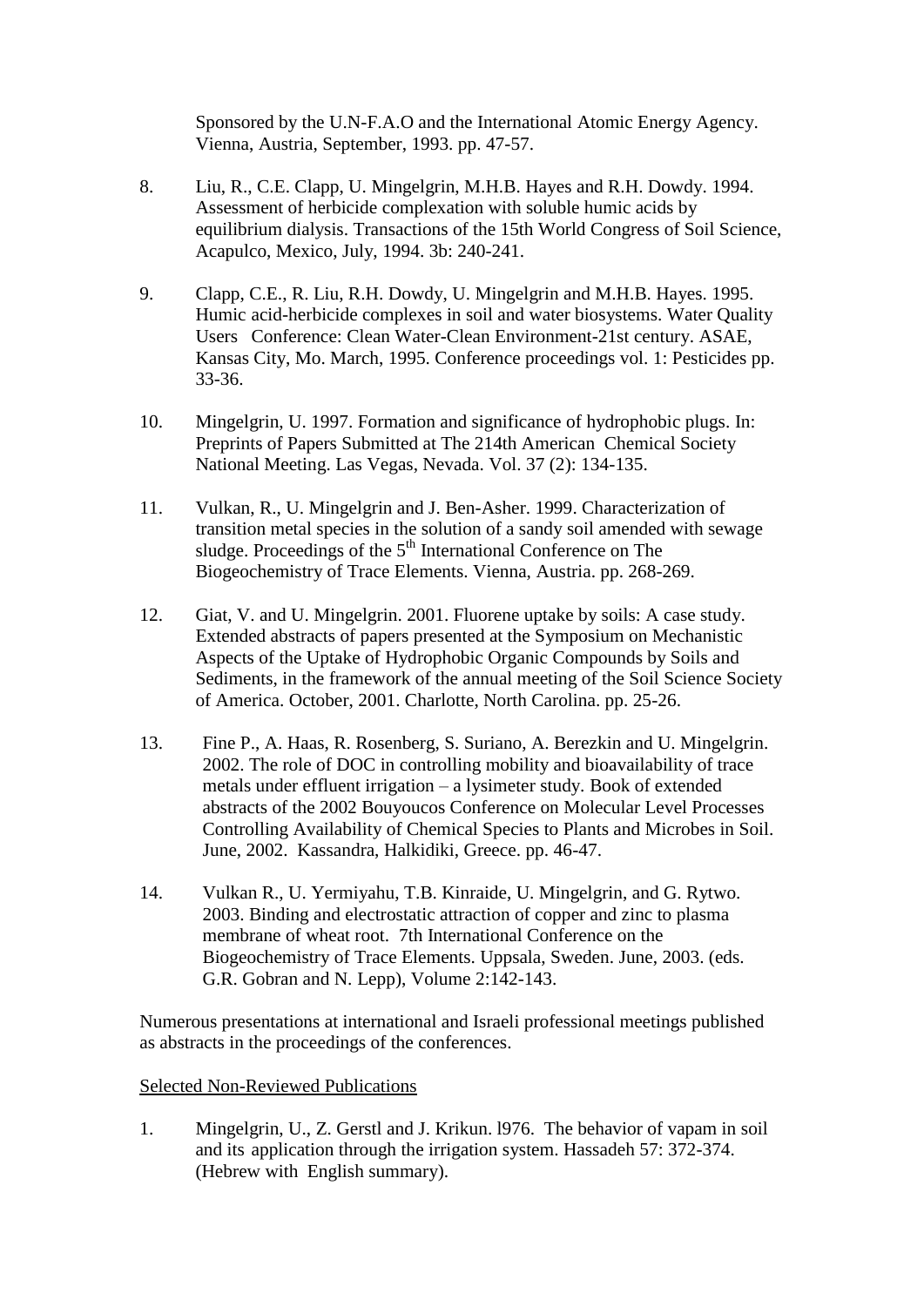Sponsored by the U.N-F.A.O and the International Atomic Energy Agency. Vienna, Austria, September, 1993. pp. 47-57.

8. Liu, R., C.E. Clapp, U. Mingelgrin, M.H.B. Hayes and R.H. Dowdy. 1994. Assessment of herbicide complexation with soluble humic acids by equilibrium dialysis. Transactions of the 15th World Congress of Soil Science, Acapulco, Mexico, July, 1994. 3b: 240-241.

9. Clapp, C.E., R. Liu, R.H. Dowdy, U. Mingelgrin and M.H.B. Hayes. 1995. Humic acid-herbicide complexes in soil and water biosystems. Water Quality Users Conference: Clean Water-Clean Environment-21st century. ASAE, Kansas City, Mo. March, 1995. Conference proceedings vol. 1: Pesticides pp. 33-36.

10. Mingelgrin, U. 1997. Formation and significance of hydrophobic plugs. In: Preprints of Papers Submitted at The 214th American Chemical Society National Meeting. Las Vegas, Nevada. Vol. 37 (2): 134-135.

11. Vulkan, R., U. Mingelgrin and J. Ben-Asher. 1999. Characterization of transition metal species in the solution of a sandy soil amended with sewage sludge. Proceedings of the 5th International Conference on The Biogeochemistry of Trace Elements. Vienna, Austria. pp. 268-269.

12. Giat, V. and U. Mingelgrin. 2001. Fluorene uptake by soils: A case study. Extended abstracts of papers presented at the Symposium on Mechanistic Aspects of the Uptake of Hydrophobic Organic Compounds by Soils and Sediments, in the framework of the annual meeting of the Soil Science Society of America. October, 2001. Charlotte, North Carolina. pp. 25-26.

13. Fine P., A. Haas, R. Rosenberg, S. Suriano, A. Berezkin and U. Mingelgrin. 2002. The role of DOC in controlling mobility and bioavailability of trace metals under effluent irrigation – a lysimeter study. Book of extended abstracts of the 2002 Bouyoucos Conference on Molecular Level Processes Controlling Availability of Chemical Species to Plants and Microbes in Soil. June, 2002. Kassandra, Halkidiki, Greece. pp. 46-47.

14. Vulkan R., U. Yermiyahu, T.B. Kinraide, U. Mingelgrin, and G. Rytwo. 2003. Binding and electrostatic attraction of copper and zinc to plasma membrane of wheat root. 7th International Conference on the Biogeochemistry of Trace Elements. Uppsala, Sweden. June, 2003. (eds. G.R. Gobran and N. Lepp), Volume 2:142-143.

Numerous presentations at international and Israeli professional meetings published as abstracts in the proceedings of the conferences.

<u>Selected Non-Reviewed Publications</u>

1. Mingelgrin, U., Z. Gerstl and J. Krikun. l976. The behavior of vapam in soil and its application through the irrigation system. Hassadeh 57: 372-374. (Hebrew with English summary).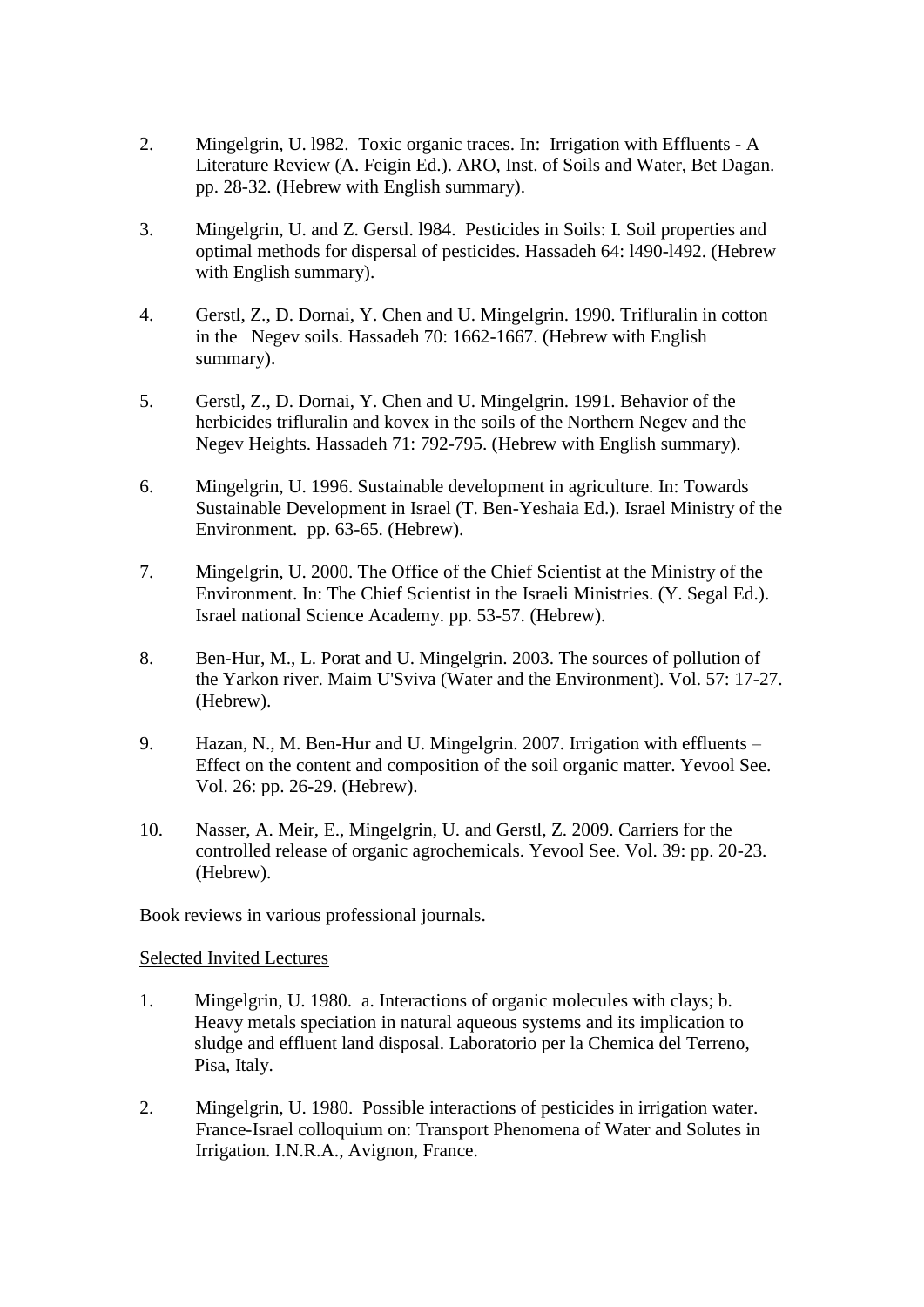2. Mingelgrin, U. l982. Toxic organic traces. In: Irrigation with Effluents - A Literature Review (A. Feigin Ed.). ARO, Inst. of Soils and Water, Bet Dagan. pp. 28-32. (Hebrew with English summary).

3. Mingelgrin, U. and Z. Gerstl. l984. Pesticides in Soils: I. Soil properties and optimal methods for dispersal of pesticides. Hassadeh 64: l490-l492. (Hebrew with English summary).

4. Gerstl, Z., D. Dornai, Y. Chen and U. Mingelgrin. 1990. Trifluralin in cotton in the Negev soils. Hassadeh 70: 1662-1667. (Hebrew with English summary).

5. Gerstl, Z., D. Dornai, Y. Chen and U. Mingelgrin. 1991. Behavior of the herbicides trifluralin and kovex in the soils of the Northern Negev and the Negev Heights. Hassadeh 71: 792-795. (Hebrew with English summary).

6. Mingelgrin, U. 1996. Sustainable development in agriculture. In: Towards Sustainable Development in Israel (T. Ben-Yeshaia Ed.). Israel Ministry of the Environment. pp. 63-65. (Hebrew).

7. Mingelgrin, U. 2000. The Office of the Chief Scientist at the Ministry of the Environment. In: The Chief Scientist in the Israeli Ministries. (Y. Segal Ed.). Israel national Science Academy. pp. 53-57. (Hebrew).

8. Ben-Hur, M., L. Porat and U. Mingelgrin. 2003. The sources of pollution of the Yarkon river. Maim U'Sviva (Water and the Environment). Vol. 57: 17-27. (Hebrew).

9. Hazan, N., M. Ben-Hur and U. Mingelgrin. 2007. Irrigation with effluents – Effect on the content and composition of the soil organic matter. Yevool See. Vol. 26: pp. 26-29. (Hebrew).

10. Nasser, A. Meir, E., Mingelgrin, U. and Gerstl, Z. 2009. Carriers for the controlled release of organic agrochemicals. Yevool See. Vol. 39: pp. 20-23. (Hebrew).

Book reviews in various professional journals.

Selected Invited Lectures

1. Mingelgrin, U. 1980. a. Interactions of organic molecules with clays; b. Heavy metals speciation in natural aqueous systems and its implication to sludge and effluent land disposal. Laboratorio per la Chemica del Terreno, Pisa, Italy.

2. Mingelgrin, U. 1980. Possible interactions of pesticides in irrigation water. France-Israel colloquium on: Transport Phenomena of Water and Solutes in Irrigation. I.N.R.A., Avignon, France.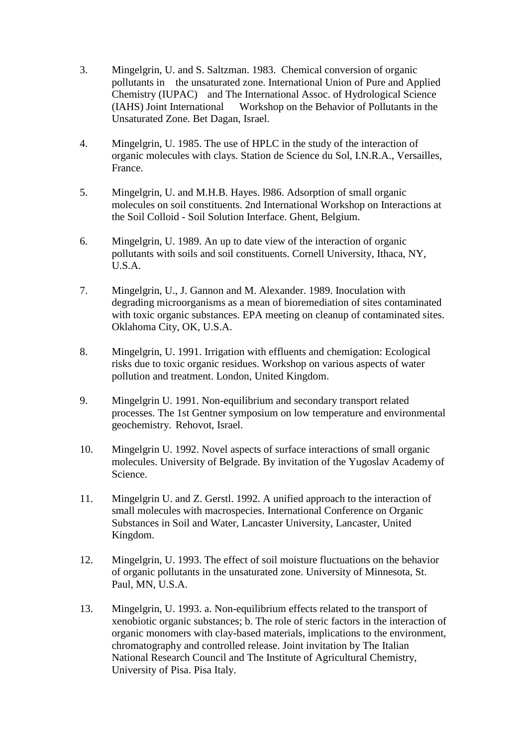3. Mingelgrin, U. and S. Saltzman. 1983. Chemical conversion of organic pollutants in the unsaturated zone. International Union of Pure and Applied Chemistry (IUPAC) and The International Assoc. of Hydrological Science (IAHS) Joint International Workshop on the Behavior of Pollutants in the Unsaturated Zone. Bet Dagan, Israel.

4. Mingelgrin, U. 1985. The use of HPLC in the study of the interaction of organic molecules with clays. Station de Science du Sol, I.N.R.A., Versailles, France.

5. Mingelgrin, U. and M.H.B. Hayes. l986. Adsorption of small organic molecules on soil constituents. 2nd International Workshop on Interactions at the Soil Colloid - Soil Solution Interface. Ghent, Belgium.

6. Mingelgrin, U. 1989. An up to date view of the interaction of organic pollutants with soils and soil constituents. Cornell University, Ithaca, NY, U.S.A.

7. Mingelgrin, U., J. Gannon and M. Alexander. 1989. Inoculation with degrading microorganisms as a mean of bioremediation of sites contaminated with toxic organic substances. EPA meeting on cleanup of contaminated sites. Oklahoma City, OK, U.S.A.

8. Mingelgrin, U. 1991. Irrigation with effluents and chemigation: Ecological risks due to toxic organic residues. Workshop on various aspects of water pollution and treatment. London, United Kingdom.

9. Mingelgrin U. 1991. Non-equilibrium and secondary transport related processes. The 1st Gentner symposium on low temperature and environmental geochemistry. Rehovot, Israel.

10. Mingelgrin U. 1992. Novel aspects of surface interactions of small organic molecules. University of Belgrade. By invitation of the Yugoslav Academy of Science.

11. Mingelgrin U. and Z. Gerstl. 1992. A unified approach to the interaction of small molecules with macrospecies. International Conference on Organic Substances in Soil and Water, Lancaster University, Lancaster, United Kingdom.

12. Mingelgrin, U. 1993. The effect of soil moisture fluctuations on the behavior of organic pollutants in the unsaturated zone. University of Minnesota, St. Paul, MN, U.S.A.

13. Mingelgrin, U. 1993. a. Non-equilibrium effects related to the transport of xenobiotic organic substances; b. The role of steric factors in the interaction of organic monomers with clay-based materials, implications to the environment, chromatography and controlled release. Joint invitation by The Italian National Research Council and The Institute of Agricultural Chemistry, University of Pisa. Pisa Italy.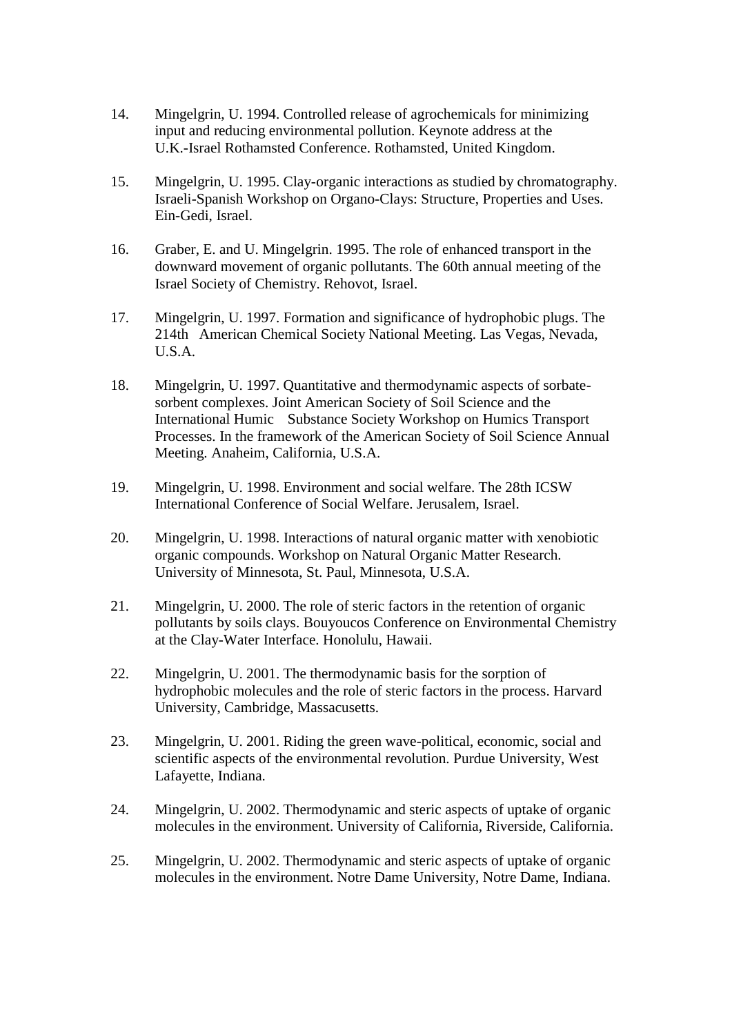14. Mingelgrin, U. 1994. Controlled release of agrochemicals for minimizing input and reducing environmental pollution. Keynote address at the U.K.-Israel Rothamsted Conference. Rothamsted, United Kingdom.

15. Mingelgrin, U. 1995. Clay-organic interactions as studied by chromatography. Israeli-Spanish Workshop on Organo-Clays: Structure, Properties and Uses. Ein-Gedi, Israel.

16. Graber, E. and U. Mingelgrin. 1995. The role of enhanced transport in the downward movement of organic pollutants. The 60th annual meeting of the Israel Society of Chemistry. Rehovot, Israel.

17. Mingelgrin, U. 1997. Formation and significance of hydrophobic plugs. The 214th American Chemical Society National Meeting. Las Vegas, Nevada, U.S.A.

18. Mingelgrin, U. 1997. Quantitative and thermodynamic aspects of sorbate-sorbent complexes. Joint American Society of Soil Science and the International Humic Substance Society Workshop on Humics Transport Processes. In the framework of the American Society of Soil Science Annual Meeting. Anaheim, California, U.S.A.

19. Mingelgrin, U. 1998. Environment and social welfare. The 28th ICSW International Conference of Social Welfare. Jerusalem, Israel.

20. Mingelgrin, U. 1998. Interactions of natural organic matter with xenobiotic organic compounds. Workshop on Natural Organic Matter Research. University of Minnesota, St. Paul, Minnesota, U.S.A.

21. Mingelgrin, U. 2000. The role of steric factors in the retention of organic pollutants by soils clays. Bouyoucos Conference on Environmental Chemistry at the Clay-Water Interface. Honolulu, Hawaii.

22. Mingelgrin, U. 2001. The thermodynamic basis for the sorption of hydrophobic molecules and the role of steric factors in the process. Harvard University, Cambridge, Massacusetts.

23. Mingelgrin, U. 2001. Riding the green wave-political, economic, social and scientific aspects of the environmental revolution. Purdue University, West Lafayette, Indiana.

24. Mingelgrin, U. 2002. Thermodynamic and steric aspects of uptake of organic molecules in the environment. University of California, Riverside, California.

25. Mingelgrin, U. 2002. Thermodynamic and steric aspects of uptake of organic molecules in the environment. Notre Dame University, Notre Dame, Indiana.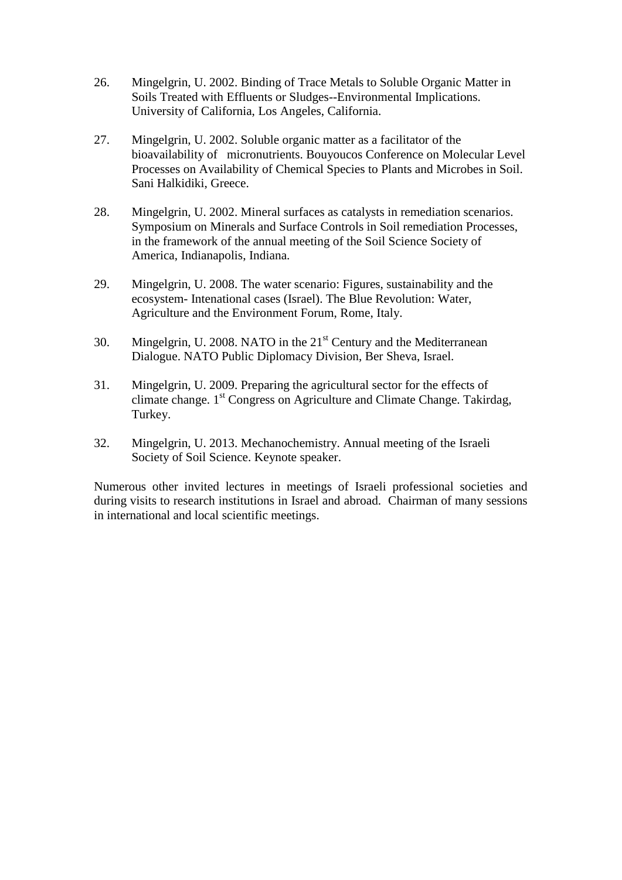26. Mingelgrin, U. 2002. Binding of Trace Metals to Soluble Organic Matter in Soils Treated with Effluents or Sludges--Environmental Implications. University of California, Los Angeles, California.

27. Mingelgrin, U. 2002. Soluble organic matter as a facilitator of the bioavailability of micronutrients. Bouyoucos Conference on Molecular Level Processes on Availability of Chemical Species to Plants and Microbes in Soil. Sani Halkidiki, Greece.

28. Mingelgrin, U. 2002. Mineral surfaces as catalysts in remediation scenarios. Symposium on Minerals and Surface Controls in Soil remediation Processes, in the framework of the annual meeting of the Soil Science Society of America, Indianapolis, Indiana.

29. Mingelgrin, U. 2008. The water scenario: Figures, sustainability and the ecosystem- Intenational cases (Israel). The Blue Revolution: Water, Agriculture and the Environment Forum, Rome, Italy.

30. Mingelgrin, U. 2008. NATO in the 21st Century and the Mediterranean Dialogue. NATO Public Diplomacy Division, Ber Sheva, Israel.

31. Mingelgrin, U. 2009. Preparing the agricultural sector for the effects of climate change. 1st Congress on Agriculture and Climate Change. Takirdag, Turkey.

32. Mingelgrin, U. 2013. Mechanochemistry. Annual meeting of the Israeli Society of Soil Science. Keynote speaker.

Numerous other invited lectures in meetings of Israeli professional societies and during visits to research institutions in Israel and abroad. Chairman of many sessions in international and local scientific meetings.